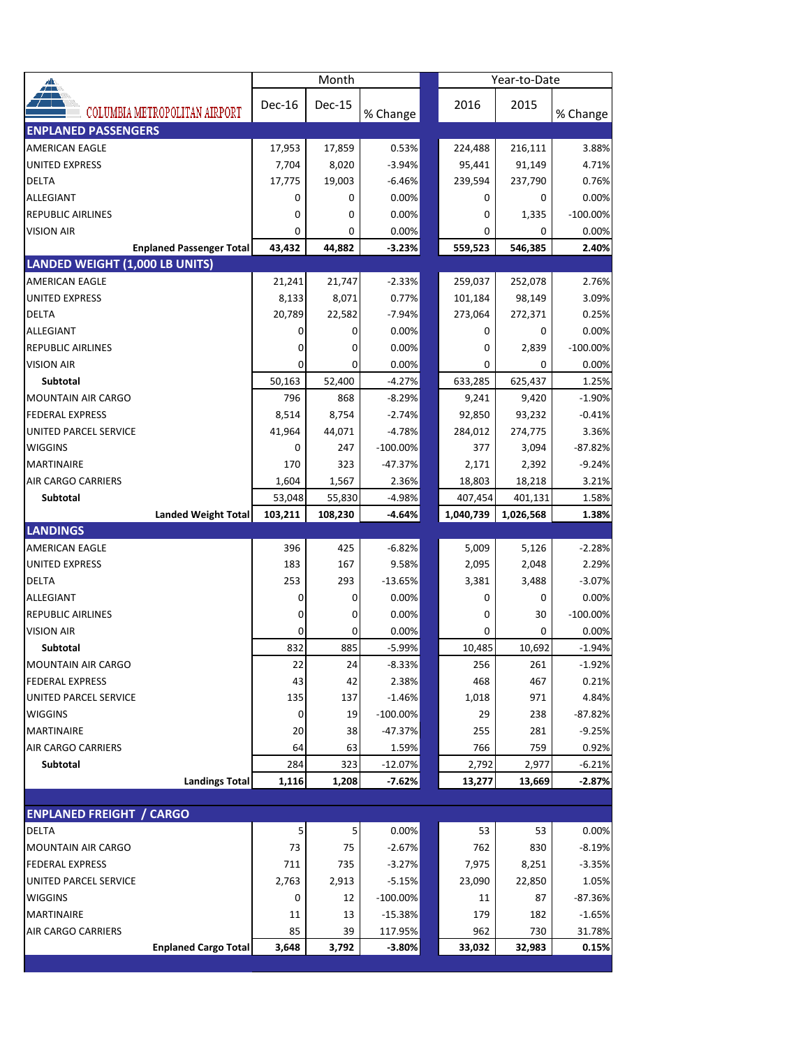| COLUMBIA METROPOLITAN AIRPORT | Month | | | Year-to-Date | | |
|---|---|---|---|---|---|---|
| | Dec-16 | Dec-15 | % Change | 2016 | 2015 | % Change |
| **ENPLANED PASSENGERS** | | | | | | |
| AMERICAN EAGLE | 17,953 | 17,859 | 0.53% | 224,488 | 216,111 | 3.88% |
| UNITED EXPRESS | 7,704 | 8,020 | -3.94% | 95,441 | 91,149 | 4.71% |
| DELTA | 17,775 | 19,003 | -6.46% | 239,594 | 237,790 | 0.76% |
| ALLEGIANT | 0 | 0 | 0.00% | 0 | 0 | 0.00% |
| REPUBLIC AIRLINES | 0 | 0 | 0.00% | 0 | 1,335 | -100.00% |
| VISION AIR | 0 | 0 | 0.00% | 0 | 0 | 0.00% |
| **Enplaned Passenger Total** | **43,432** | **44,882** | **-3.23%** | **559,523** | **546,385** | **2.40%** |
| **LANDED WEIGHT (1,000 LB UNITS)** | | | | | | |
| AMERICAN EAGLE | 21,241 | 21,747 | -2.33% | 259,037 | 252,078 | 2.76% |
| UNITED EXPRESS | 8,133 | 8,071 | 0.77% | 101,184 | 98,149 | 3.09% |
| DELTA | 20,789 | 22,582 | -7.94% | 273,064 | 272,371 | 0.25% |
| ALLEGIANT | 0 | 0 | 0.00% | 0 | 0 | 0.00% |
| REPUBLIC AIRLINES | 0 | 0 | 0.00% | 0 | 2,839 | -100.00% |
| VISION AIR | 0 | 0 | 0.00% | 0 | 0 | 0.00% |
| **Subtotal** | 50,163 | 52,400 | -4.27% | 633,285 | 625,437 | 1.25% |
| MOUNTAIN AIR CARGO | 796 | 868 | -8.29% | 9,241 | 9,420 | -1.90% |
| FEDERAL EXPRESS | 8,514 | 8,754 | -2.74% | 92,850 | 93,232 | -0.41% |
| UNITED PARCEL SERVICE | 41,964 | 44,071 | -4.78% | 284,012 | 274,775 | 3.36% |
| WIGGINS | 0 | 247 | -100.00% | 377 | 3,094 | -87.82% |
| MARTINAIRE | 170 | 323 | -47.37% | 2,171 | 2,392 | -9.24% |
| AIR CARGO CARRIERS | 1,604 | 1,567 | 2.36% | 18,803 | 18,218 | 3.21% |
| **Subtotal** | 53,048 | 55,830 | -4.98% | 407,454 | 401,131 | 1.58% |
| **Landed Weight Total** | **103,211** | **108,230** | **-4.64%** | **1,040,739** | **1,026,568** | **1.38%** |
| **LANDINGS** | | | | | | |
| AMERICAN EAGLE | 396 | 425 | -6.82% | 5,009 | 5,126 | -2.28% |
| UNITED EXPRESS | 183 | 167 | 9.58% | 2,095 | 2,048 | 2.29% |
| DELTA | 253 | 293 | -13.65% | 3,381 | 3,488 | -3.07% |
| ALLEGIANT | 0 | 0 | 0.00% | 0 | 0 | 0.00% |
| REPUBLIC AIRLINES | 0 | 0 | 0.00% | 0 | 30 | -100.00% |
| VISION AIR | 0 | 0 | 0.00% | 0 | 0 | 0.00% |
| **Subtotal** | 832 | 885 | -5.99% | 10,485 | 10,692 | -1.94% |
| MOUNTAIN AIR CARGO | 22 | 24 | -8.33% | 256 | 261 | -1.92% |
| FEDERAL EXPRESS | 43 | 42 | 2.38% | 468 | 467 | 0.21% |
| UNITED PARCEL SERVICE | 135 | 137 | -1.46% | 1,018 | 971 | 4.84% |
| WIGGINS | 0 | 19 | -100.00% | 29 | 238 | -87.82% |
| MARTINAIRE | 20 | 38 | -47.37% | 255 | 281 | -9.25% |
| AIR CARGO CARRIERS | 64 | 63 | 1.59% | 766 | 759 | 0.92% |
| **Subtotal** | 284 | 323 | -12.07% | 2,792 | 2,977 | -6.21% |
| **Landings Total** | **1,116** | **1,208** | **-7.62%** | **13,277** | **13,669** | **-2.87%** |
| **ENPLANED FREIGHT / CARGO** | | | | | | |
| DELTA | 5 | 5 | 0.00% | 53 | 53 | 0.00% |
| MOUNTAIN AIR CARGO | 73 | 75 | -2.67% | 762 | 830 | -8.19% |
| FEDERAL EXPRESS | 711 | 735 | -3.27% | 7,975 | 8,251 | -3.35% |
| UNITED PARCEL SERVICE | 2,763 | 2,913 | -5.15% | 23,090 | 22,850 | 1.05% |
| WIGGINS | 0 | 12 | -100.00% | 11 | 87 | -87.36% |
| MARTINAIRE | 11 | 13 | -15.38% | 179 | 182 | -1.65% |
| AIR CARGO CARRIERS | 85 | 39 | 117.95% | 962 | 730 | 31.78% |
| **Enplaned Cargo Total** | **3,648** | **3,792** | **-3.80%** | **33,032** | **32,983** | **0.15%** |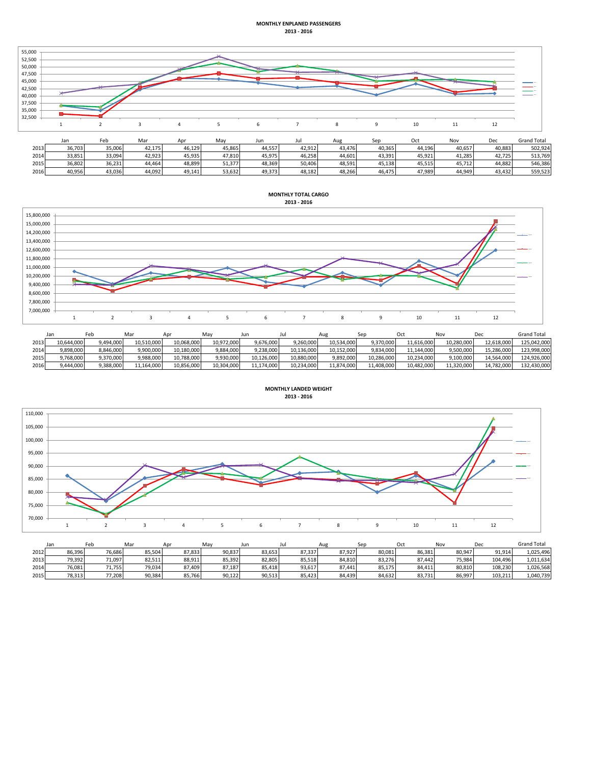**MONTHLY ENPLANED PASSENGERS**
**2013 - 2016**

| | Jan | Feb | Mar | Apr | May | Jun | Jul | Aug | Sep | Oct | Nov | Dec | Grand Total |
|---|---|---|---|---|---|---|---|---|---|---|---|---|---|
| 2013 | 36,703 | 35,006 | 42,175 | 46,129 | 45,865 | 44,557 | 42,912 | 43,476 | 40,365 | 44,196 | 40,657 | 40,883 | 502,924 |
| 2014 | 33,851 | 33,094 | 42,923 | 45,935 | 47,810 | 45,975 | 46,258 | 44,601 | 43,391 | 45,921 | 41,285 | 42,725 | 513,769 |
| 2015 | 36,802 | 36,231 | 44,464 | 48,899 | 51,377 | 48,369 | 50,406 | 48,591 | 45,138 | 45,515 | 45,712 | 44,882 | 546,386 |
| 2016 | 40,956 | 43,036 | 44,092 | 49,141 | 53,632 | 49,373 | 48,182 | 48,266 | 46,475 | 47,989 | 44,949 | 43,432 | 559,523 |

**MONTHLY TOTAL CARGO**
**2013 - 2016**

| | Jan | Feb | Mar | Apr | May | Jun | Jul | Aug | Sep | Oct | Nov | Dec | Grand Total |
|---|---|---|---|---|---|---|---|---|---|---|---|---|---|
| 2013 | 10,644,000 | 9,494,000 | 10,510,000 | 10,068,000 | 10,972,000 | 9,676,000 | 9,260,000 | 10,534,000 | 9,370,000 | 11,616,000 | 10,280,000 | 12,618,000 | 125,042,000 |
| 2014 | 9,898,000 | 8,846,000 | 9,900,000 | 10,180,000 | 9,884,000 | 9,238,000 | 10,136,000 | 10,152,000 | 9,834,000 | 11,144,000 | 9,500,000 | 15,286,000 | 123,998,000 |
| 2015 | 9,768,000 | 9,370,000 | 9,988,000 | 10,788,000 | 9,930,000 | 10,126,000 | 10,880,000 | 9,892,000 | 10,286,000 | 10,234,000 | 9,100,000 | 14,564,000 | 124,926,000 |
| 2016 | 9,444,000 | 9,388,000 | 11,164,000 | 10,856,000 | 10,304,000 | 11,174,000 | 10,234,000 | 11,874,000 | 11,408,000 | 10,482,000 | 11,320,000 | 14,782,000 | 132,430,000 |

**MONTHLY LANDED WEIGHT**
**2013 - 2016**

| | Jan | Feb | Mar | Apr | May | Jun | Jul | Aug | Sep | Oct | Nov | Dec | Grand Total |
|---|---|---|---|---|---|---|---|---|---|---|---|---|---|
| 2012 | 86,396 | 76,686 | 85,504 | 87,833 | 90,837 | 83,653 | 87,337 | 87,927 | 80,081 | 86,381 | 80,947 | 91,914 | 1,025,496 |
| 2013 | 79,392 | 71,097 | 82,511 | 88,911 | 85,392 | 82,805 | 85,518 | 84,810 | 83,276 | 87,442 | 75,984 | 104,496 | 1,011,634 |
| 2014 | 76,081 | 71,755 | 79,034 | 87,409 | 87,187 | 85,418 | 93,617 | 87,441 | 85,175 | 84,411 | 80,810 | 108,230 | 1,026,568 |
| 2015 | 78,313 | 77,208 | 90,384 | 85,766 | 90,122 | 90,513 | 85,423 | 84,439 | 84,632 | 83,731 | 86,997 | 103,211 | 1,040,739 |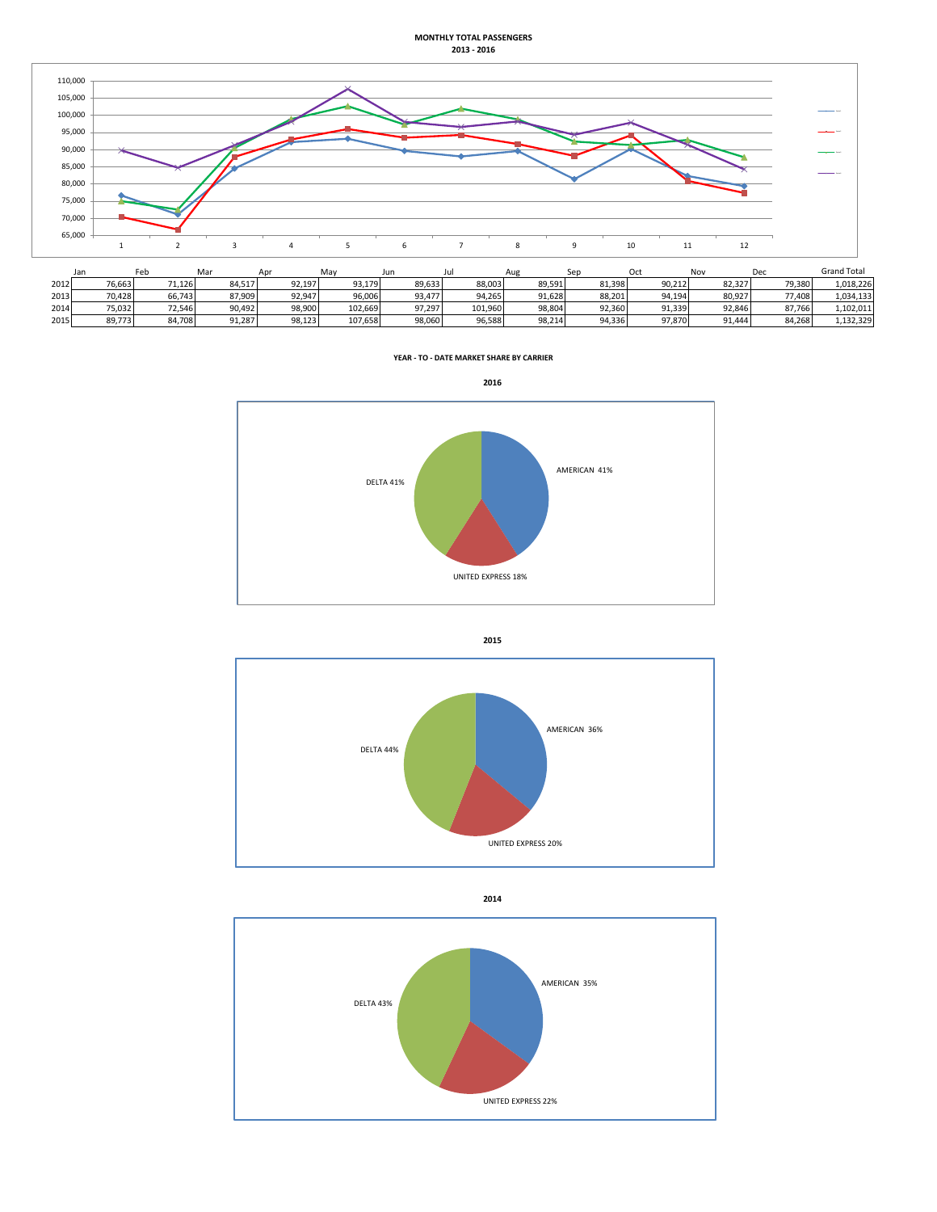MONTHLY TOTAL PASSENGERS

2013 - 2016

110,000
105,000
100,000
95,000
90,000
85,000
80,000
75,000
70,000
65,000

1 2 3 4 5 6 7 8 9 10 11 12

| | Jan | Feb | Mar | Apr | May | Jun | Jul | Aug | Sep | Oct | Nov | Dec | Grand Total |
|---|---|---|---|---|---|---|---|---|---|---|---|---|---|
| 2012 | 76,663 | 71,126 | 84,517 | 92,197 | 93,179 | 89,633 | 88,003 | 89,591 | 81,398 | 90,212 | 82,327 | 79,380 | 1,018,226 |
| 2013 | 70,428 | 66,743 | 87,909 | 92,947 | 96,006 | 93,477 | 94,265 | 91,628 | 88,201 | 94,194 | 80,927 | 77,408 | 1,034,133 |
| 2014 | 75,032 | 72,546 | 90,492 | 98,900 | 102,669 | 97,297 | 101,960 | 98,804 | 92,360 | 91,339 | 92,846 | 87,766 | 1,102,011 |
| 2015 | 89,773 | 84,708 | 91,287 | 98,123 | 107,658 | 98,060 | 96,588 | 98,214 | 94,336 | 97,870 | 91,444 | 84,268 | 1,132,329 |

YEAR - TO - DATE MARKET SHARE BY CARRIER

2016

AMERICAN 41%

UNITED EXPRESS 18%

DELTA 41%

2015

AMERICAN 36%

UNITED EXPRESS 20%

DELTA 44%

2014

AMERICAN 35%

UNITED EXPRESS 22%

DELTA 43%